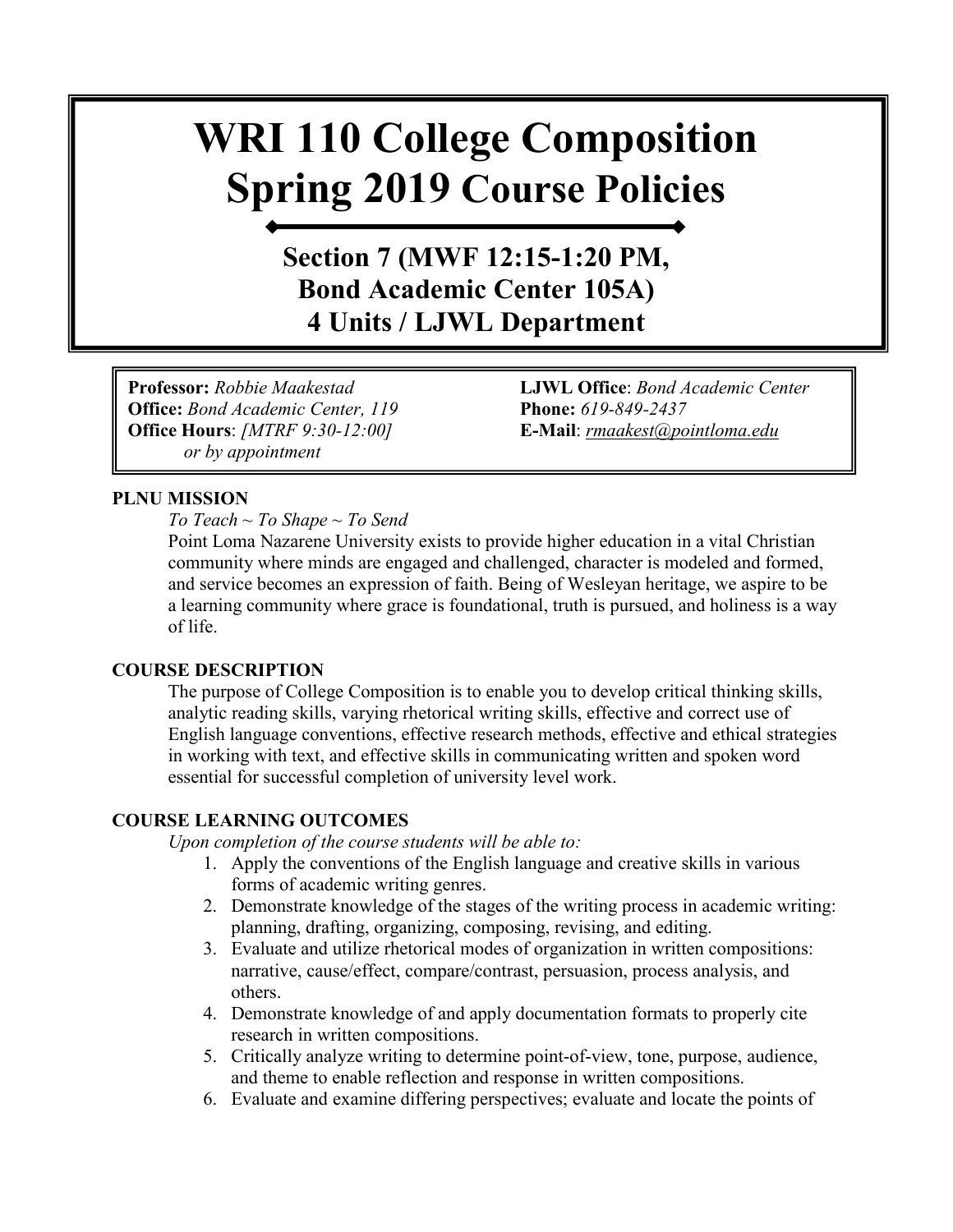# WRI 110 College Composition
# Spring 2019 Course Policies

## Section 7 (MWF 12:15-1:20 PM, Bond Academic Center 105A)
## 4 Units / LJWL Department

**Professor:** *Robbie Maakestad*
**Office:** *Bond Academic Center, 119*
**Office Hours**: *[MTRF 9:30-12:00] or by appointment*

**LJWL Office**: *Bond Academic Center*
**Phone:** *619-849-2437*
**E-Mail**: *rmaakest@pointloma.edu*

**PLNU MISSION**

*To Teach ~ To Shape ~ To Send*

Point Loma Nazarene University exists to provide higher education in a vital Christian community where minds are engaged and challenged, character is modeled and formed, and service becomes an expression of faith. Being of Wesleyan heritage, we aspire to be a learning community where grace is foundational, truth is pursued, and holiness is a way of life.

**COURSE DESCRIPTION**

The purpose of College Composition is to enable you to develop critical thinking skills, analytic reading skills, varying rhetorical writing skills, effective and correct use of English language conventions, effective research methods, effective and ethical strategies in working with text, and effective skills in communicating written and spoken word essential for successful completion of university level work.

**COURSE LEARNING OUTCOMES**

*Upon completion of the course students will be able to:*

1. Apply the conventions of the English language and creative skills in various forms of academic writing genres.
2. Demonstrate knowledge of the stages of the writing process in academic writing: planning, drafting, organizing, composing, revising, and editing.
3. Evaluate and utilize rhetorical modes of organization in written compositions: narrative, cause/effect, compare/contrast, persuasion, process analysis, and others.
4. Demonstrate knowledge of and apply documentation formats to properly cite research in written compositions.
5. Critically analyze writing to determine point-of-view, tone, purpose, audience, and theme to enable reflection and response in written compositions.
6. Evaluate and examine differing perspectives; evaluate and locate the points of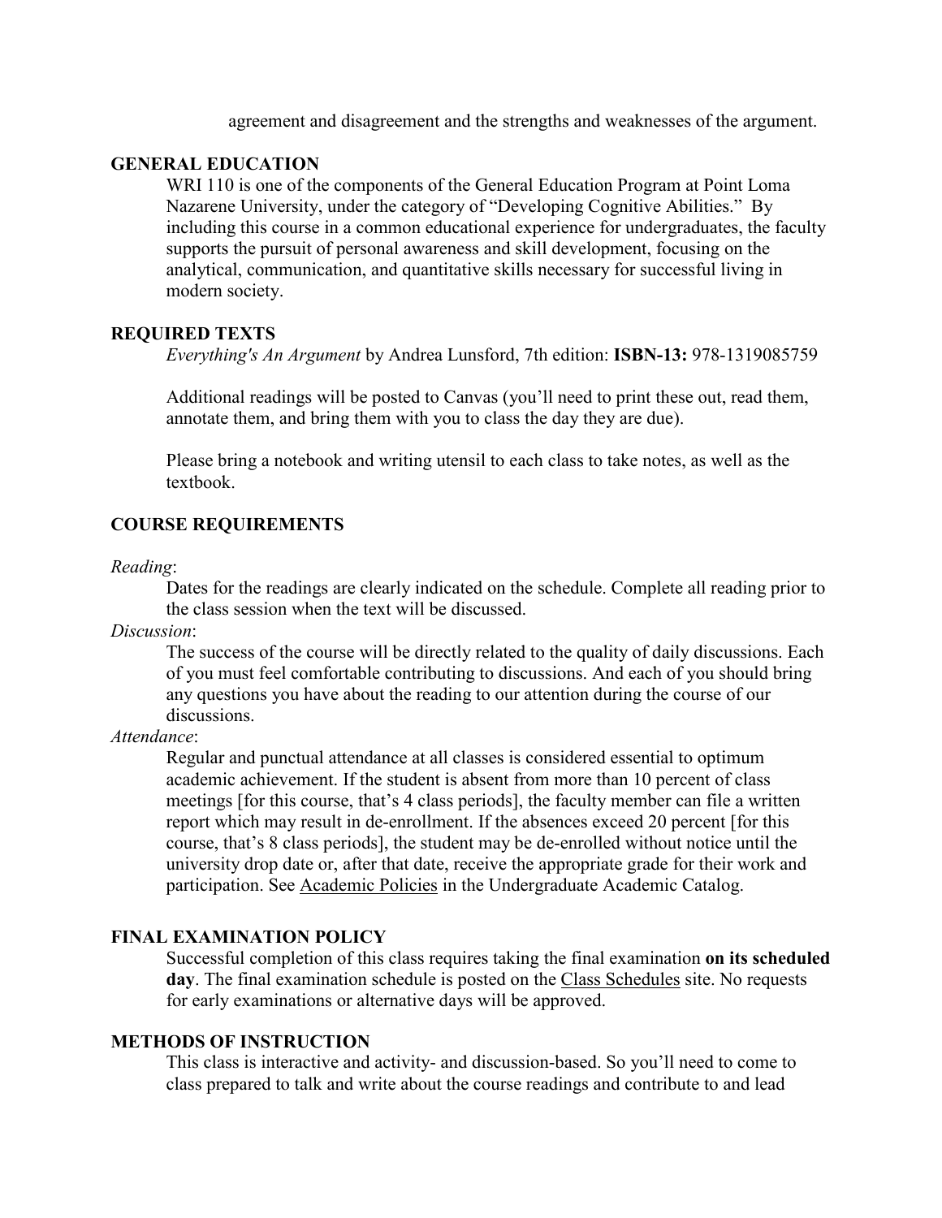agreement and disagreement and the strengths and weaknesses of the argument.

## GENERAL EDUCATION

WRI 110 is one of the components of the General Education Program at Point Loma Nazarene University, under the category of "Developing Cognitive Abilities." By including this course in a common educational experience for undergraduates, the faculty supports the pursuit of personal awareness and skill development, focusing on the analytical, communication, and quantitative skills necessary for successful living in modern society.

## REQUIRED TEXTS

*Everything's An Argument* by Andrea Lunsford, 7th edition: **ISBN-13:** 978-1319085759

Additional readings will be posted to Canvas (you'll need to print these out, read them, annotate them, and bring them with you to class the day they are due).

Please bring a notebook and writing utensil to each class to take notes, as well as the textbook.

## COURSE REQUIREMENTS

*Reading*:

Dates for the readings are clearly indicated on the schedule. Complete all reading prior to the class session when the text will be discussed.

*Discussion*:

The success of the course will be directly related to the quality of daily discussions. Each of you must feel comfortable contributing to discussions. And each of you should bring any questions you have about the reading to our attention during the course of our discussions.

*Attendance*:

Regular and punctual attendance at all classes is considered essential to optimum academic achievement. If the student is absent from more than 10 percent of class meetings [for this course, that's 4 class periods], the faculty member can file a written report which may result in de-enrollment. If the absences exceed 20 percent [for this course, that's 8 class periods], the student may be de-enrolled without notice until the university drop date or, after that date, receive the appropriate grade for their work and participation. See Academic Policies in the Undergraduate Academic Catalog.

## FINAL EXAMINATION POLICY

Successful completion of this class requires taking the final examination **on its scheduled day**. The final examination schedule is posted on the Class Schedules site. No requests for early examinations or alternative days will be approved.

## METHODS OF INSTRUCTION

This class is interactive and activity- and discussion-based. So you'll need to come to class prepared to talk and write about the course readings and contribute to and lead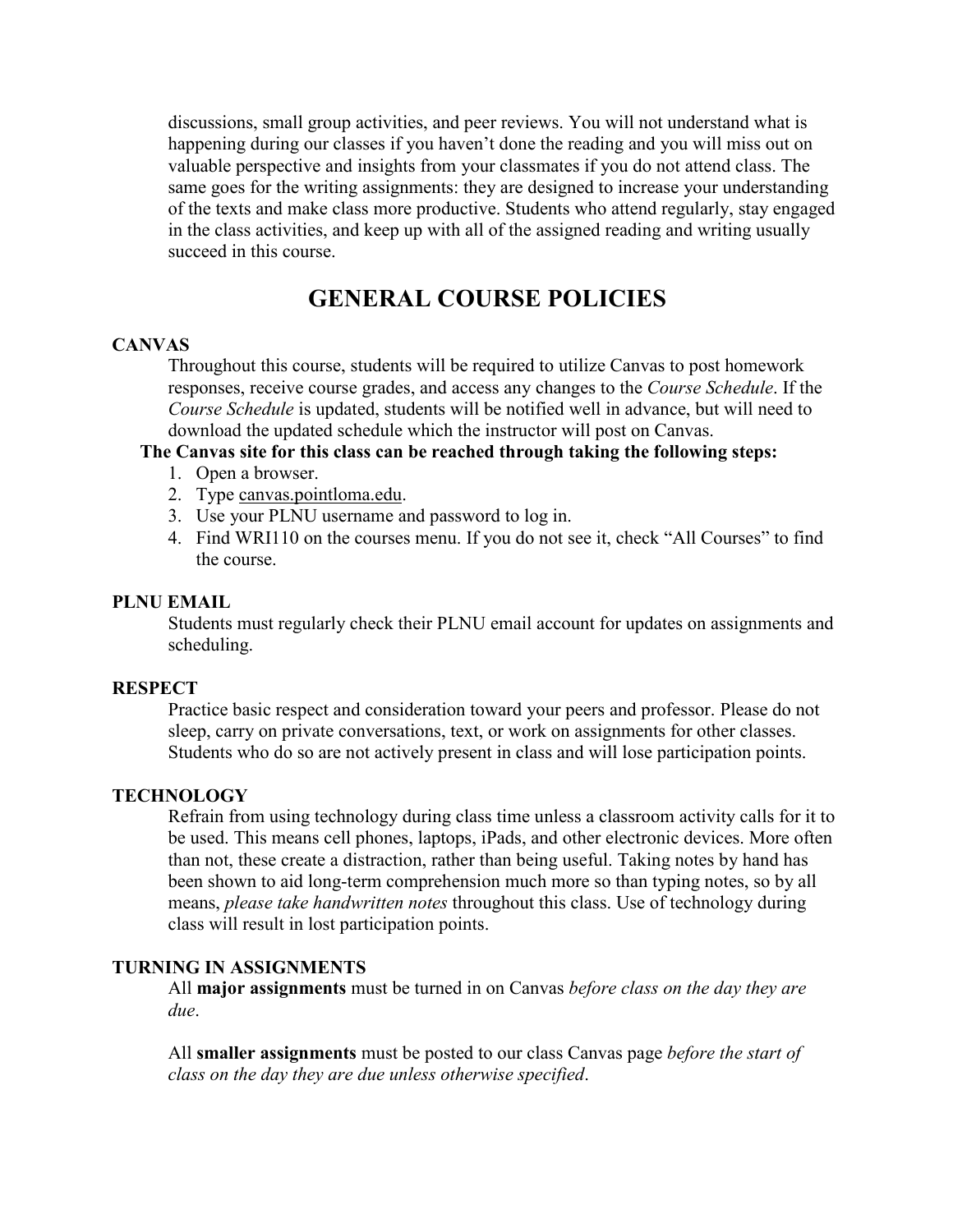discussions, small group activities, and peer reviews. You will not understand what is happening during our classes if you haven't done the reading and you will miss out on valuable perspective and insights from your classmates if you do not attend class. The same goes for the writing assignments: they are designed to increase your understanding of the texts and make class more productive. Students who attend regularly, stay engaged in the class activities, and keep up with all of the assigned reading and writing usually succeed in this course.

# GENERAL COURSE POLICIES

### CANVAS

Throughout this course, students will be required to utilize Canvas to post homework responses, receive course grades, and access any changes to the *Course Schedule*. If the *Course Schedule* is updated, students will be notified well in advance, but will need to download the updated schedule which the instructor will post on Canvas.

**The Canvas site for this class can be reached through taking the following steps:**

1. Open a browser.
2. Type canvas.pointloma.edu.
3. Use your PLNU username and password to log in.
4. Find WRI110 on the courses menu. If you do not see it, check "All Courses" to find the course.

### PLNU EMAIL

Students must regularly check their PLNU email account for updates on assignments and scheduling.

### RESPECT

Practice basic respect and consideration toward your peers and professor. Please do not sleep, carry on private conversations, text, or work on assignments for other classes. Students who do so are not actively present in class and will lose participation points.

### TECHNOLOGY

Refrain from using technology during class time unless a classroom activity calls for it to be used. This means cell phones, laptops, iPads, and other electronic devices. More often than not, these create a distraction, rather than being useful. Taking notes by hand has been shown to aid long-term comprehension much more so than typing notes, so by all means, *please take handwritten notes* throughout this class. Use of technology during class will result in lost participation points.

### TURNING IN ASSIGNMENTS

All **major assignments** must be turned in on Canvas *before class on the day they are due*.

All **smaller assignments** must be posted to our class Canvas page *before the start of class on the day they are due unless otherwise specified*.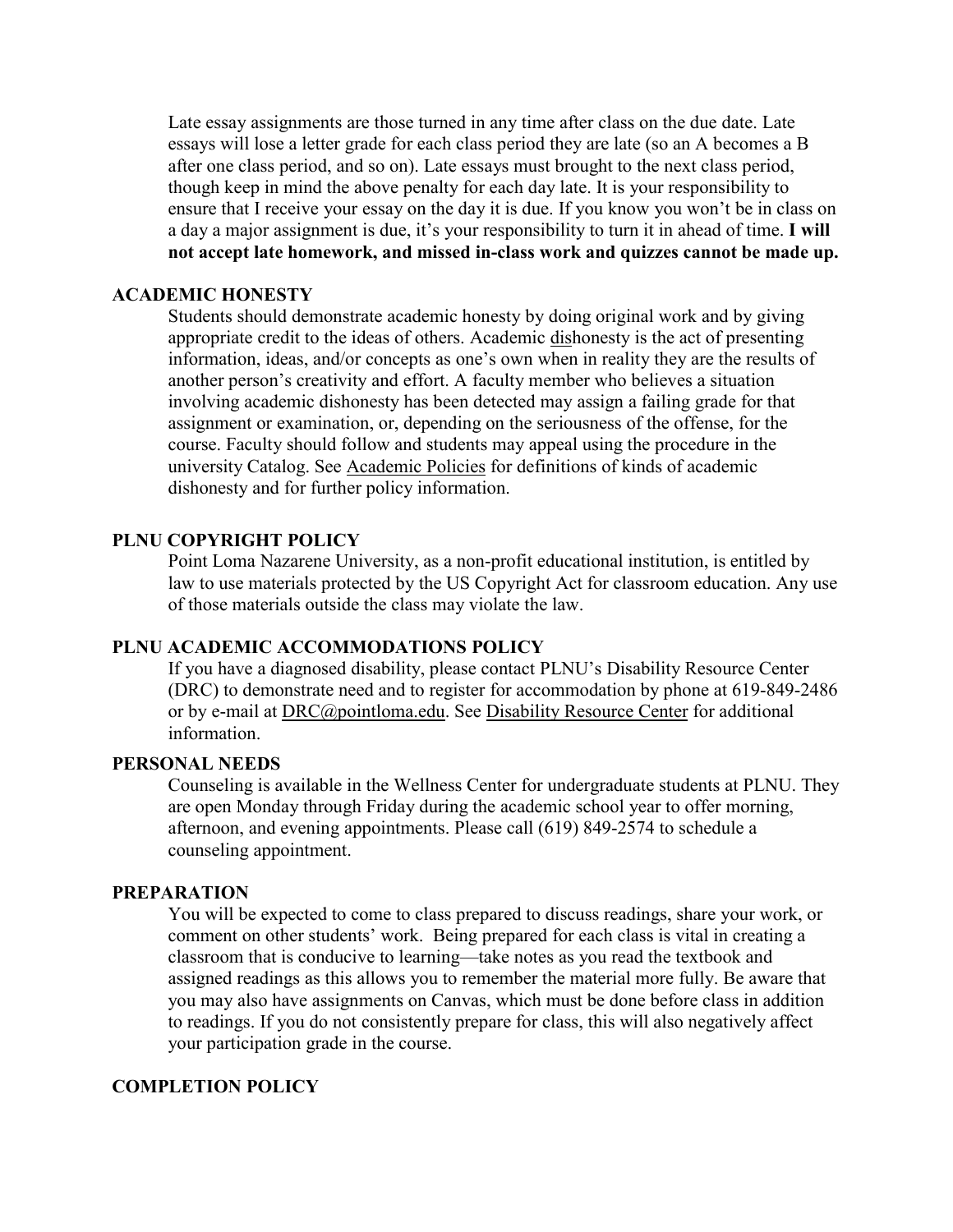Late essay assignments are those turned in any time after class on the due date. Late essays will lose a letter grade for each class period they are late (so an A becomes a B after one class period, and so on). Late essays must brought to the next class period, though keep in mind the above penalty for each day late. It is your responsibility to ensure that I receive your essay on the day it is due. If you know you won't be in class on a day a major assignment is due, it's your responsibility to turn it in ahead of time. **I will not accept late homework, and missed in-class work and quizzes cannot be made up.**

## ACADEMIC HONESTY

Students should demonstrate academic honesty by doing original work and by giving appropriate credit to the ideas of others. Academic dishonesty is the act of presenting information, ideas, and/or concepts as one's own when in reality they are the results of another person's creativity and effort. A faculty member who believes a situation involving academic dishonesty has been detected may assign a failing grade for that assignment or examination, or, depending on the seriousness of the offense, for the course. Faculty should follow and students may appeal using the procedure in the university Catalog. See Academic Policies for definitions of kinds of academic dishonesty and for further policy information.

## PLNU COPYRIGHT POLICY

Point Loma Nazarene University, as a non-profit educational institution, is entitled by law to use materials protected by the US Copyright Act for classroom education. Any use of those materials outside the class may violate the law.

## PLNU ACADEMIC ACCOMMODATIONS POLICY

If you have a diagnosed disability, please contact PLNU's Disability Resource Center (DRC) to demonstrate need and to register for accommodation by phone at 619-849-2486 or by e-mail at DRC@pointloma.edu. See Disability Resource Center for additional information.

## PERSONAL NEEDS

Counseling is available in the Wellness Center for undergraduate students at PLNU. They are open Monday through Friday during the academic school year to offer morning, afternoon, and evening appointments. Please call (619) 849-2574 to schedule a counseling appointment.

## PREPARATION

You will be expected to come to class prepared to discuss readings, share your work, or comment on other students' work. Being prepared for each class is vital in creating a classroom that is conducive to learning—take notes as you read the textbook and assigned readings as this allows you to remember the material more fully. Be aware that you may also have assignments on Canvas, which must be done before class in addition to readings. If you do not consistently prepare for class, this will also negatively affect your participation grade in the course.

## COMPLETION POLICY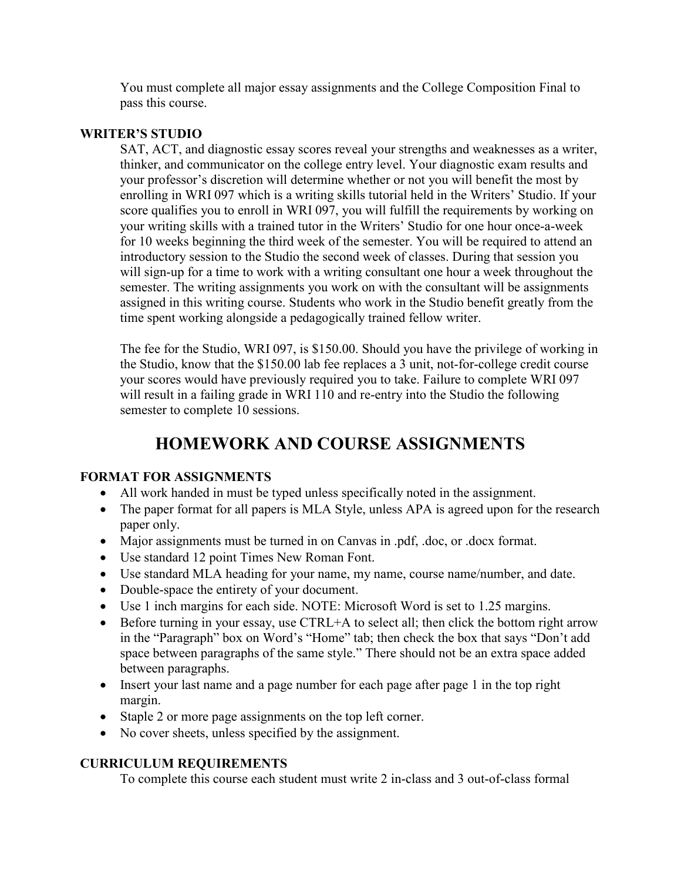You must complete all major essay assignments and the College Composition Final to pass this course.

**WRITER'S STUDIO**

SAT, ACT, and diagnostic essay scores reveal your strengths and weaknesses as a writer, thinker, and communicator on the college entry level. Your diagnostic exam results and your professor's discretion will determine whether or not you will benefit the most by enrolling in WRI 097 which is a writing skills tutorial held in the Writers' Studio. If your score qualifies you to enroll in WRI 097, you will fulfill the requirements by working on your writing skills with a trained tutor in the Writers' Studio for one hour once-a-week for 10 weeks beginning the third week of the semester. You will be required to attend an introductory session to the Studio the second week of classes. During that session you will sign-up for a time to work with a writing consultant one hour a week throughout the semester. The writing assignments you work on with the consultant will be assignments assigned in this writing course. Students who work in the Studio benefit greatly from the time spent working alongside a pedagogically trained fellow writer.

The fee for the Studio, WRI 097, is $150.00. Should you have the privilege of working in the Studio, know that the $150.00 lab fee replaces a 3 unit, not-for-college credit course your scores would have previously required you to take. Failure to complete WRI 097 will result in a failing grade in WRI 110 and re-entry into the Studio the following semester to complete 10 sessions.

# HOMEWORK AND COURSE ASSIGNMENTS

**FORMAT FOR ASSIGNMENTS**

- All work handed in must be typed unless specifically noted in the assignment.
- The paper format for all papers is MLA Style, unless APA is agreed upon for the research paper only.
- Major assignments must be turned in on Canvas in .pdf, .doc, or .docx format.
- Use standard 12 point Times New Roman Font.
- Use standard MLA heading for your name, my name, course name/number, and date.
- Double-space the entirety of your document.
- Use 1 inch margins for each side. NOTE: Microsoft Word is set to 1.25 margins.
- Before turning in your essay, use CTRL+A to select all; then click the bottom right arrow in the "Paragraph" box on Word's "Home" tab; then check the box that says "Don't add space between paragraphs of the same style." There should not be an extra space added between paragraphs.
- Insert your last name and a page number for each page after page 1 in the top right margin.
- Staple 2 or more page assignments on the top left corner.
- No cover sheets, unless specified by the assignment.

**CURRICULUM REQUIREMENTS**

To complete this course each student must write 2 in-class and 3 out-of-class formal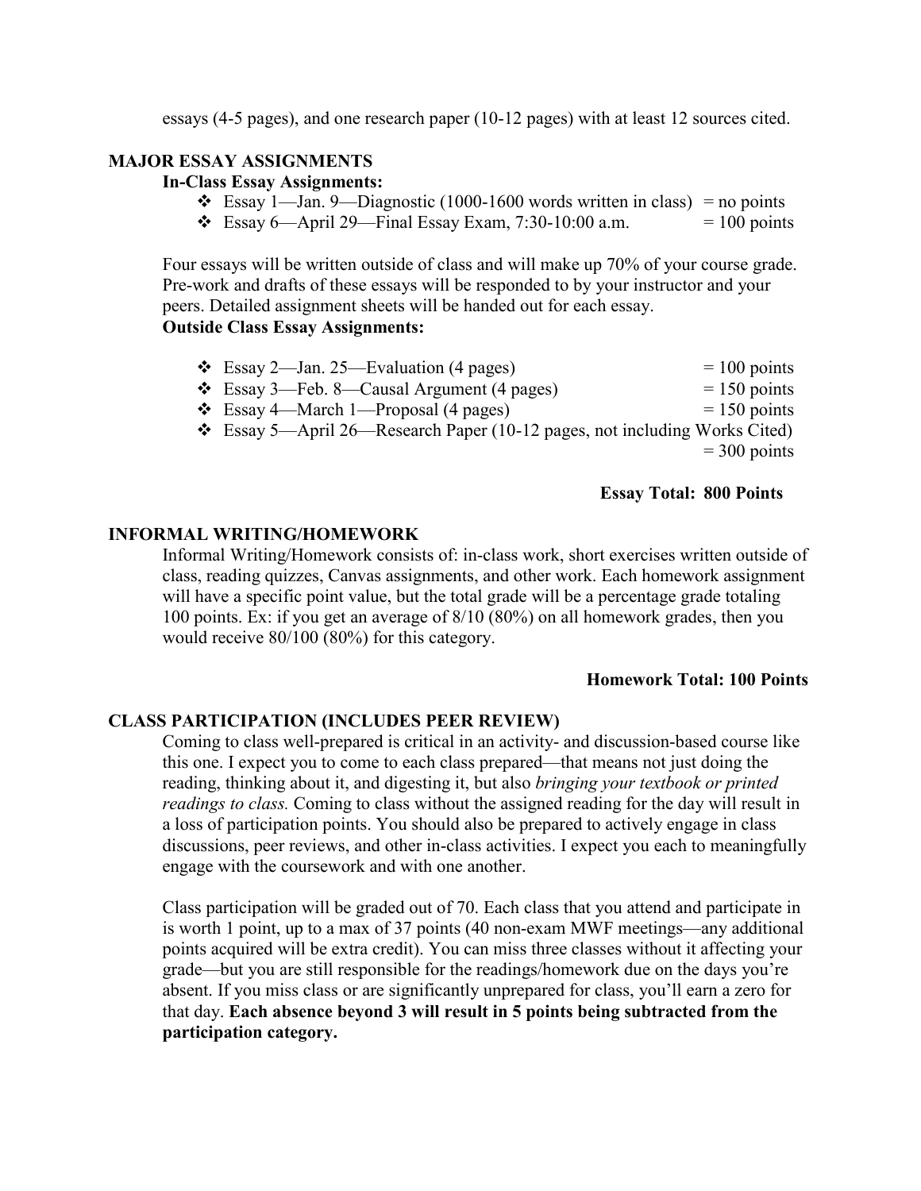essays (4-5 pages), and one research paper (10-12 pages) with at least 12 sources cited.

## MAJOR ESSAY ASSIGNMENTS

### In-Class Essay Assignments:

- Essay 1—Jan. 9—Diagnostic (1000-1600 words written in class) = no points
- Essay 6—April 29—Final Essay Exam, 7:30-10:00 a.m. = 100 points

Four essays will be written outside of class and will make up 70% of your course grade. Pre-work and drafts of these essays will be responded to by your instructor and your peers. Detailed assignment sheets will be handed out for each essay.

### Outside Class Essay Assignments:

- Essay 2—Jan. 25—Evaluation (4 pages) = 100 points
- Essay 3—Feb. 8—Causal Argument (4 pages) = 150 points
- Essay 4—March 1—Proposal (4 pages) = 150 points
- Essay 5—April 26—Research Paper (10-12 pages, not including Works Cited) = 300 points

**Essay Total: 800 Points**

## INFORMAL WRITING/HOMEWORK

Informal Writing/Homework consists of: in-class work, short exercises written outside of class, reading quizzes, Canvas assignments, and other work. Each homework assignment will have a specific point value, but the total grade will be a percentage grade totaling 100 points. Ex: if you get an average of 8/10 (80%) on all homework grades, then you would receive 80/100 (80%) for this category.

**Homework Total: 100 Points**

## CLASS PARTICIPATION (INCLUDES PEER REVIEW)

Coming to class well-prepared is critical in an activity- and discussion-based course like this one. I expect you to come to each class prepared—that means not just doing the reading, thinking about it, and digesting it, but also *bringing your textbook or printed readings to class.* Coming to class without the assigned reading for the day will result in a loss of participation points. You should also be prepared to actively engage in class discussions, peer reviews, and other in-class activities. I expect you each to meaningfully engage with the coursework and with one another.

Class participation will be graded out of 70. Each class that you attend and participate in is worth 1 point, up to a max of 37 points (40 non-exam MWF meetings—any additional points acquired will be extra credit). You can miss three classes without it affecting your grade—but you are still responsible for the readings/homework due on the days you're absent. If you miss class or are significantly unprepared for class, you'll earn a zero for that day. **Each absence beyond 3 will result in 5 points being subtracted from the participation category.**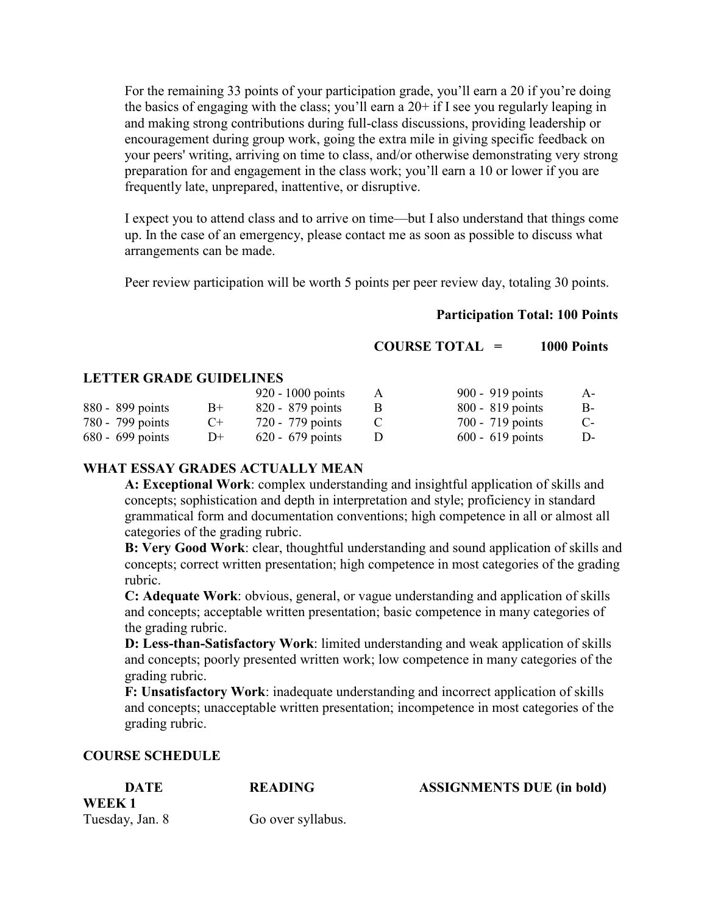For the remaining 33 points of your participation grade, you'll earn a 20 if you're doing the basics of engaging with the class; you'll earn a 20+ if I see you regularly leaping in and making strong contributions during full-class discussions, providing leadership or encouragement during group work, going the extra mile in giving specific feedback on your peers' writing, arriving on time to class, and/or otherwise demonstrating very strong preparation for and engagement in the class work; you'll earn a 10 or lower if you are frequently late, unprepared, inattentive, or disruptive.

I expect you to attend class and to arrive on time—but I also understand that things come up. In the case of an emergency, please contact me as soon as possible to discuss what arrangements can be made.

Peer review participation will be worth 5 points per peer review day, totaling 30 points.

**Participation Total: 100 Points**

**COURSE TOTAL = 1000 Points**

**LETTER GRADE GUIDELINES**

| | | | | | |
|---|---|---|---|---|---|
| | | 920 - 1000 points | A | 900 - 919 points | A- |
| 880 - 899 points | B+ | 820 - 879 points | B | 800 - 819 points | B- |
| 780 - 799 points | C+ | 720 - 779 points | C | 700 - 719 points | C- |
| 680 - 699 points | D+ | 620 - 679 points | D | 600 - 619 points | D- |

**WHAT ESSAY GRADES ACTUALLY MEAN**

**A: Exceptional Work**: complex understanding and insightful application of skills and concepts; sophistication and depth in interpretation and style; proficiency in standard grammatical form and documentation conventions; high competence in all or almost all categories of the grading rubric.

**B: Very Good Work**: clear, thoughtful understanding and sound application of skills and concepts; correct written presentation; high competence in most categories of the grading rubric.

**C: Adequate Work**: obvious, general, or vague understanding and application of skills and concepts; acceptable written presentation; basic competence in many categories of the grading rubric.

**D: Less-than-Satisfactory Work**: limited understanding and weak application of skills and concepts; poorly presented written work; low competence in many categories of the grading rubric.

**F: Unsatisfactory Work**: inadequate understanding and incorrect application of skills and concepts; unacceptable written presentation; incompetence in most categories of the grading rubric.

**COURSE SCHEDULE**

| **DATE** | **READING** | **ASSIGNMENTS DUE (in bold)** |
|---|---|---|
| **WEEK 1** | | |
| Tuesday, Jan. 8 | Go over syllabus. | |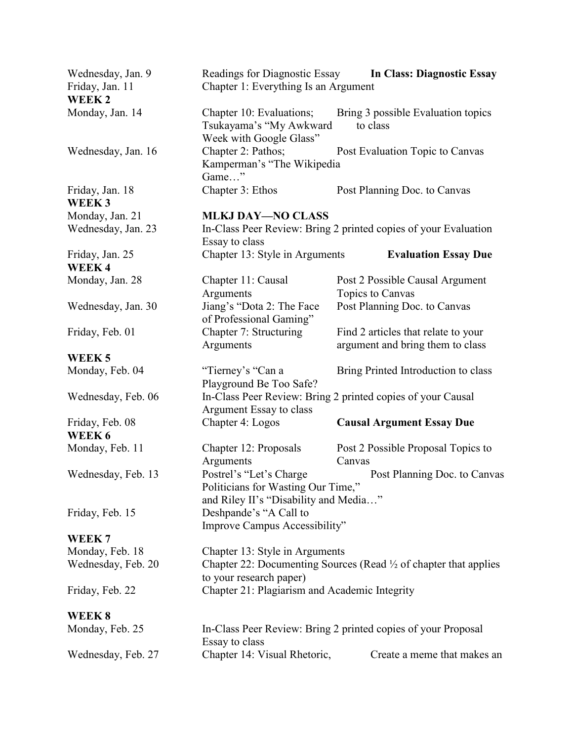| | | |
|---|---|---|
| Wednesday, Jan. 9 | Readings for Diagnostic Essay | **In Class: Diagnostic Essay** |
| Friday, Jan. 11 | Chapter 1: Everything Is an Argument | |
| **WEEK 2** | | |
| Monday, Jan. 14 | Chapter 10: Evaluations; Tsukayama's "My Awkward Week with Google Glass" | Bring 3 possible Evaluation topics to class |
| Wednesday, Jan. 16 | Chapter 2: Pathos; Kamperman's "The Wikipedia Game…" | Post Evaluation Topic to Canvas |
| Friday, Jan. 18 | Chapter 3: Ethos | Post Planning Doc. to Canvas |
| **WEEK 3** | | |
| Monday, Jan. 21 | **MLKJ DAY—NO CLASS** | |
| Wednesday, Jan. 23 | In-Class Peer Review: Bring 2 printed copies of your Evaluation Essay to class | |
| Friday, Jan. 25 | Chapter 13: Style in Arguments | **Evaluation Essay Due** |
| **WEEK 4** | | |
| Monday, Jan. 28 | Chapter 11: Causal Arguments | Post 2 Possible Causal Argument Topics to Canvas |
| Wednesday, Jan. 30 | Jiang's "Dota 2: The Face of Professional Gaming" | Post Planning Doc. to Canvas |
| Friday, Feb. 01 | Chapter 7: Structuring Arguments | Find 2 articles that relate to your argument and bring them to class |
| **WEEK 5** | | |
| Monday, Feb. 04 | "Tierney's "Can a Playground Be Too Safe? | Bring Printed Introduction to class |
| Wednesday, Feb. 06 | In-Class Peer Review: Bring 2 printed copies of your Causal Argument Essay to class | |
| Friday, Feb. 08 | Chapter 4: Logos | **Causal Argument Essay Due** |
| **WEEK 6** | | |
| Monday, Feb. 11 | Chapter 12: Proposals Arguments | Post 2 Possible Proposal Topics to Canvas |
| Wednesday, Feb. 13 | Postrel's "Let's Charge Politicians for Wasting Our Time," and Riley II's "Disability and Media…" | Post Planning Doc. to Canvas |
| Friday, Feb. 15 | Deshpande's "A Call to Improve Campus Accessibility" | |
| **WEEK 7** | | |
| Monday, Feb. 18 | Chapter 13: Style in Arguments | |
| Wednesday, Feb. 20 | Chapter 22: Documenting Sources (Read ½ of chapter that applies to your research paper) | |
| Friday, Feb. 22 | Chapter 21: Plagiarism and Academic Integrity | |
| **WEEK 8** | | |
| Monday, Feb. 25 | In-Class Peer Review: Bring 2 printed copies of your Proposal Essay to class | |
| Wednesday, Feb. 27 | Chapter 14: Visual Rhetoric, | Create a meme that makes an |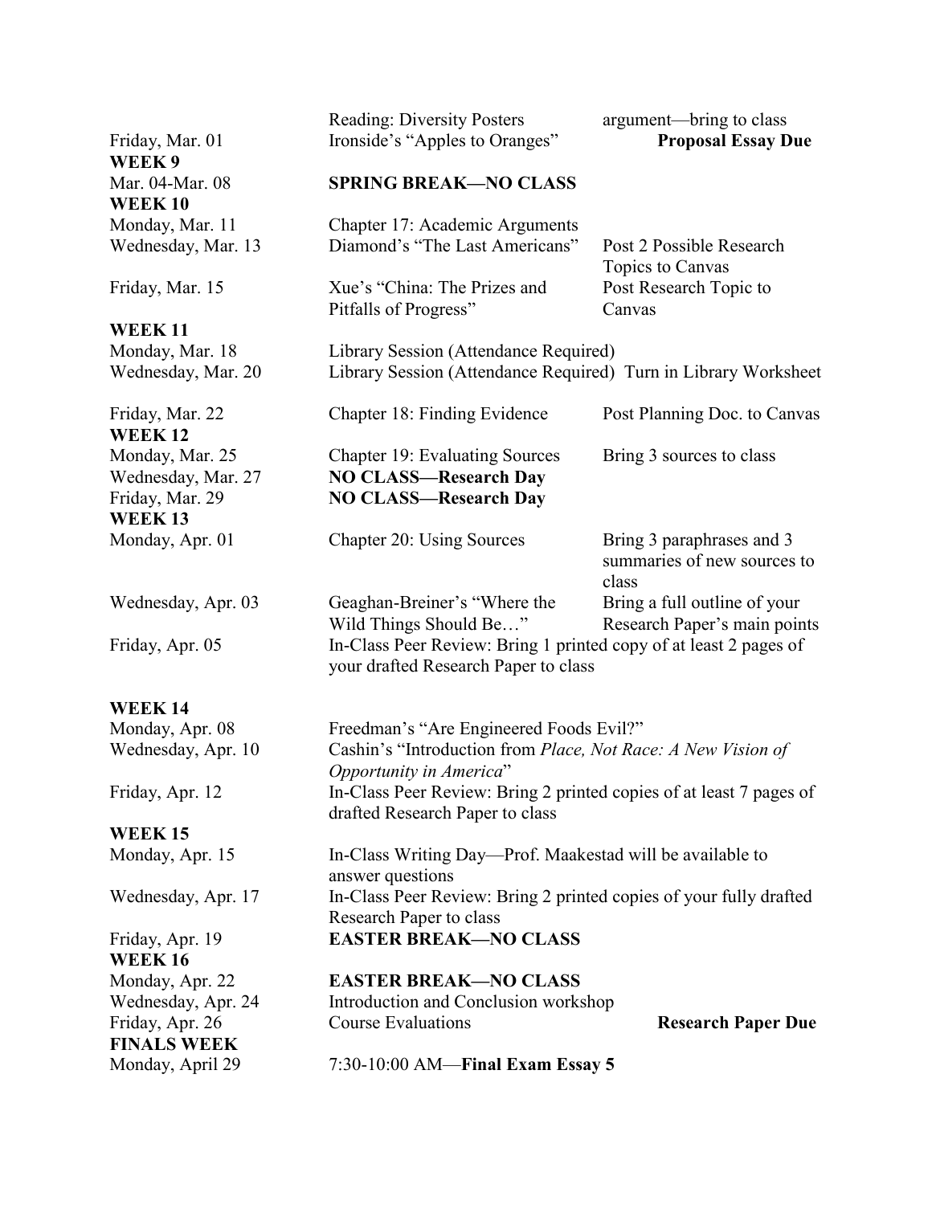| | | |
|---|---|---|
| | Reading: Diversity Posters | argument—bring to class |
| Friday, Mar. 01 | Ironside's "Apples to Oranges" | **Proposal Essay Due** |
| **WEEK 9** | | |
| Mar. 04-Mar. 08 | **SPRING BREAK—NO CLASS** | |
| **WEEK 10** | | |
| Monday, Mar. 11 | Chapter 17: Academic Arguments | |
| Wednesday, Mar. 13 | Diamond's "The Last Americans" | Post 2 Possible Research Topics to Canvas |
| Friday, Mar. 15 | Xue's "China: The Prizes and Pitfalls of Progress" | Post Research Topic to Canvas |
| **WEEK 11** | | |
| Monday, Mar. 18 | Library Session (Attendance Required) | |
| Wednesday, Mar. 20 | Library Session (Attendance Required) | Turn in Library Worksheet |
| Friday, Mar. 22 | Chapter 18: Finding Evidence | Post Planning Doc. to Canvas |
| **WEEK 12** | | |
| Monday, Mar. 25 | Chapter 19: Evaluating Sources | Bring 3 sources to class |
| Wednesday, Mar. 27 | **NO CLASS—Research Day** | |
| Friday, Mar. 29 | **NO CLASS—Research Day** | |
| **WEEK 13** | | |
| Monday, Apr. 01 | Chapter 20: Using Sources | Bring 3 paraphrases and 3 summaries of new sources to class |
| Wednesday, Apr. 03 | Geaghan-Breiner's "Where the Wild Things Should Be…" | Bring a full outline of your Research Paper's main points |
| Friday, Apr. 05 | In-Class Peer Review: Bring 1 printed copy of at least 2 pages of your drafted Research Paper to class | |
| **WEEK 14** | | |
| Monday, Apr. 08 | Freedman's "Are Engineered Foods Evil?" | |
| Wednesday, Apr. 10 | Cashin's "Introduction from *Place, Not Race: A New Vision of Opportunity in America*" | |
| Friday, Apr. 12 | In-Class Peer Review: Bring 2 printed copies of at least 7 pages of drafted Research Paper to class | |
| **WEEK 15** | | |
| Monday, Apr. 15 | In-Class Writing Day—Prof. Maakestad will be available to answer questions | |
| Wednesday, Apr. 17 | In-Class Peer Review: Bring 2 printed copies of your fully drafted Research Paper to class | |
| Friday, Apr. 19 | **EASTER BREAK—NO CLASS** | |
| **WEEK 16** | | |
| Monday, Apr. 22 | **EASTER BREAK—NO CLASS** | |
| Wednesday, Apr. 24 | Introduction and Conclusion workshop | |
| Friday, Apr. 26 | Course Evaluations | **Research Paper Due** |
| **FINALS WEEK** | | |
| Monday, April 29 | 7:30-10:00 AM—**Final Exam Essay 5** | |